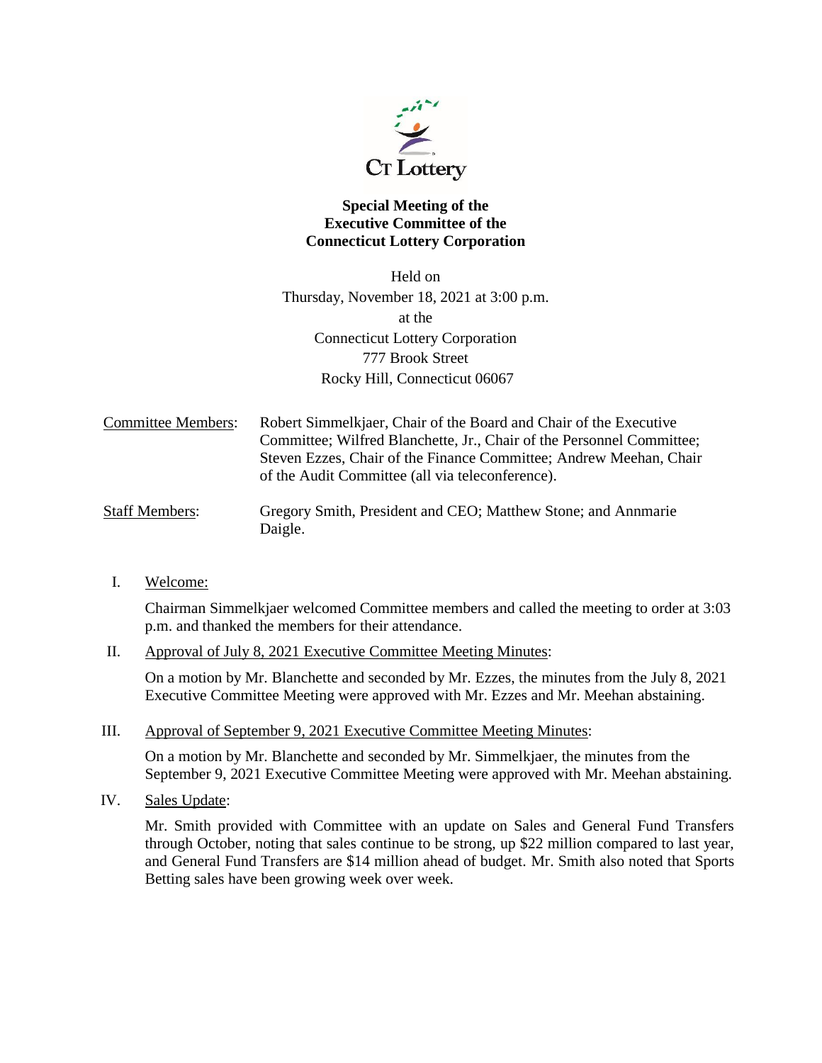CT Lottery

**Special Meeting of the**
**Executive Committee of the**
**Connecticut Lottery Corporation**

Held on
Thursday, November 18, 2021 at 3:00 p.m.
at the
Connecticut Lottery Corporation
777 Brook Street
Rocky Hill, Connecticut 06067

| | |
|---|---|
| Committee Members: | Robert Simmelkjaer, Chair of the Board and Chair of the Executive Committee; Wilfred Blanchette, Jr., Chair of the Personnel Committee; Steven Ezzes, Chair of the Finance Committee; Andrew Meehan, Chair of the Audit Committee (all via teleconference). |
| Staff Members: | Gregory Smith, President and CEO; Matthew Stone; and Annmarie Daigle. |

I. Welcome:

Chairman Simmelkjaer welcomed Committee members and called the meeting to order at 3:03 p.m. and thanked the members for their attendance.

II. Approval of July 8, 2021 Executive Committee Meeting Minutes:

On a motion by Mr. Blanchette and seconded by Mr. Ezzes, the minutes from the July 8, 2021 Executive Committee Meeting were approved with Mr. Ezzes and Mr. Meehan abstaining.

III. Approval of September 9, 2021 Executive Committee Meeting Minutes:

On a motion by Mr. Blanchette and seconded by Mr. Simmelkjaer, the minutes from the September 9, 2021 Executive Committee Meeting were approved with Mr. Meehan abstaining.

IV. Sales Update:

Mr. Smith provided with Committee with an update on Sales and General Fund Transfers through October, noting that sales continue to be strong, up $22 million compared to last year, and General Fund Transfers are $14 million ahead of budget. Mr. Smith also noted that Sports Betting sales have been growing week over week.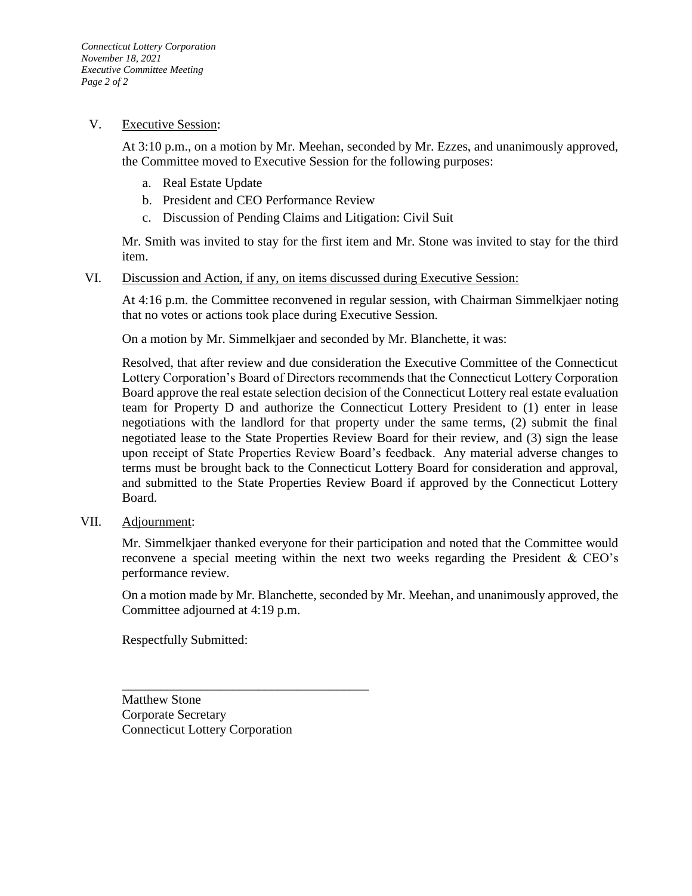V. Executive Session:

At 3:10 p.m., on a motion by Mr. Meehan, seconded by Mr. Ezzes, and unanimously approved, the Committee moved to Executive Session for the following purposes:

a. Real Estate Update
b. President and CEO Performance Review
c. Discussion of Pending Claims and Litigation: Civil Suit

Mr. Smith was invited to stay for the first item and Mr. Stone was invited to stay for the third item.

VI. Discussion and Action, if any, on items discussed during Executive Session:

At 4:16 p.m. the Committee reconvened in regular session, with Chairman Simmelkjaer noting that no votes or actions took place during Executive Session.

On a motion by Mr. Simmelkjaer and seconded by Mr. Blanchette, it was:

Resolved, that after review and due consideration the Executive Committee of the Connecticut Lottery Corporation's Board of Directors recommends that the Connecticut Lottery Corporation Board approve the real estate selection decision of the Connecticut Lottery real estate evaluation team for Property D and authorize the Connecticut Lottery President to (1) enter in lease negotiations with the landlord for that property under the same terms, (2) submit the final negotiated lease to the State Properties Review Board for their review, and (3) sign the lease upon receipt of State Properties Review Board's feedback. Any material adverse changes to terms must be brought back to the Connecticut Lottery Board for consideration and approval, and submitted to the State Properties Review Board if approved by the Connecticut Lottery Board.

VII. Adjournment:

Mr. Simmelkjaer thanked everyone for their participation and noted that the Committee would reconvene a special meeting within the next two weeks regarding the President & CEO's performance review.

On a motion made by Mr. Blanchette, seconded by Mr. Meehan, and unanimously approved, the Committee adjourned at 4:19 p.m.

Respectfully Submitted:

\_\_\_\_\_\_\_\_\_\_\_\_\_\_\_\_\_\_\_\_\_\_\_\_\_\_\_\_\_\_\_\_\_\_\_\_\_\_

Matthew Stone
Corporate Secretary
Connecticut Lottery Corporation